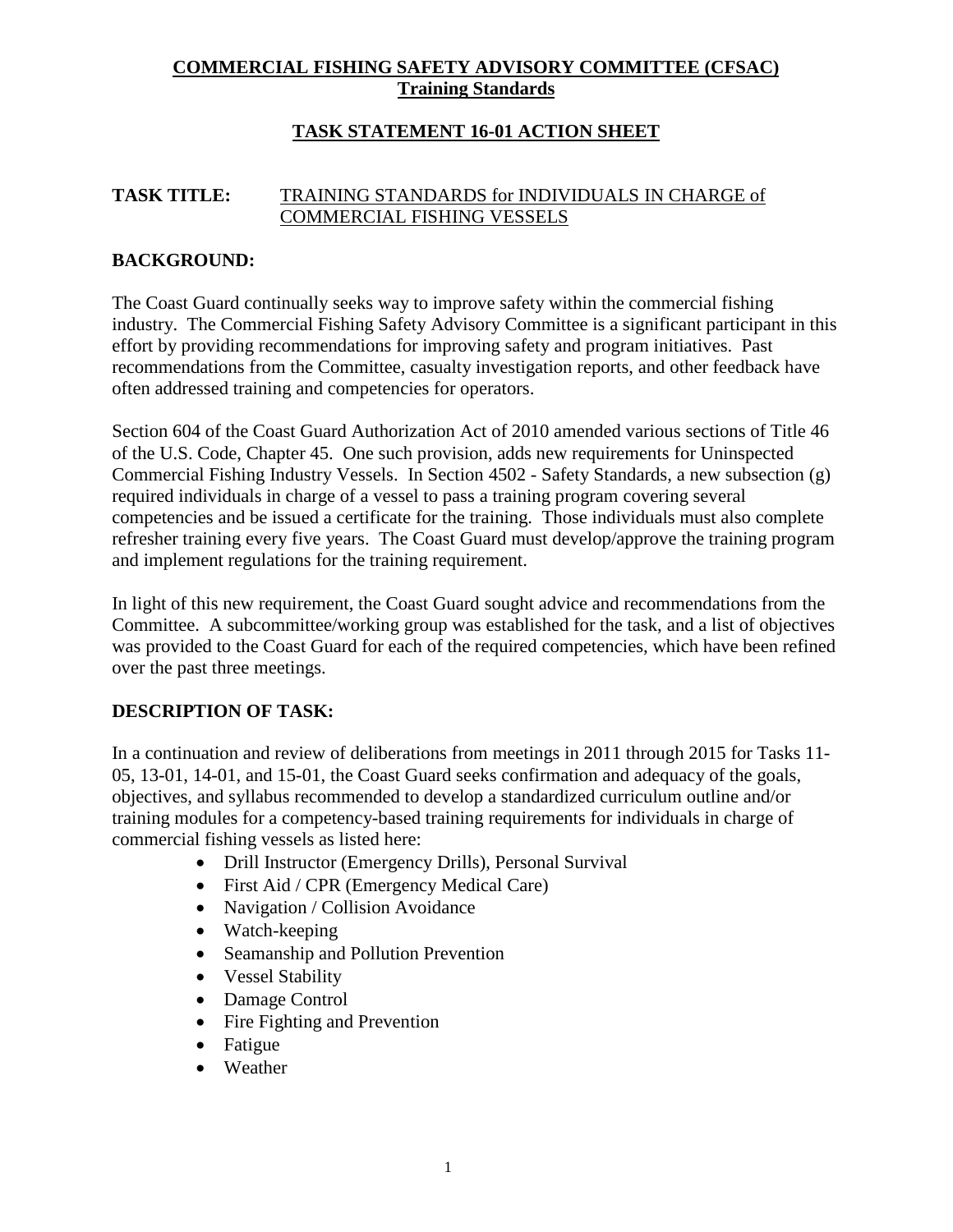# COMMERCIAL FISHING SAFETY ADVISORY COMMITTEE (CFSAC)
## Training Standards

## TASK STATEMENT 16-01 ACTION SHEET

**TASK TITLE:** TRAINING STANDARDS for INDIVIDUALS IN CHARGE of COMMERCIAL FISHING VESSELS

### BACKGROUND:

The Coast Guard continually seeks way to improve safety within the commercial fishing industry. The Commercial Fishing Safety Advisory Committee is a significant participant in this effort by providing recommendations for improving safety and program initiatives. Past recommendations from the Committee, casualty investigation reports, and other feedback have often addressed training and competencies for operators.

Section 604 of the Coast Guard Authorization Act of 2010 amended various sections of Title 46 of the U.S. Code, Chapter 45. One such provision, adds new requirements for Uninspected Commercial Fishing Industry Vessels. In Section 4502 - Safety Standards, a new subsection (g) required individuals in charge of a vessel to pass a training program covering several competencies and be issued a certificate for the training. Those individuals must also complete refresher training every five years. The Coast Guard must develop/approve the training program and implement regulations for the training requirement.

In light of this new requirement, the Coast Guard sought advice and recommendations from the Committee. A subcommittee/working group was established for the task, and a list of objectives was provided to the Coast Guard for each of the required competencies, which have been refined over the past three meetings.

### DESCRIPTION OF TASK:

In a continuation and review of deliberations from meetings in 2011 through 2015 for Tasks 11-05, 13-01, 14-01, and 15-01, the Coast Guard seeks confirmation and adequacy of the goals, objectives, and syllabus recommended to develop a standardized curriculum outline and/or training modules for a competency-based training requirements for individuals in charge of commercial fishing vessels as listed here:

- Drill Instructor (Emergency Drills), Personal Survival
- First Aid / CPR (Emergency Medical Care)
- Navigation / Collision Avoidance
- Watch-keeping
- Seamanship and Pollution Prevention
- Vessel Stability
- Damage Control
- Fire Fighting and Prevention
- Fatigue
- Weather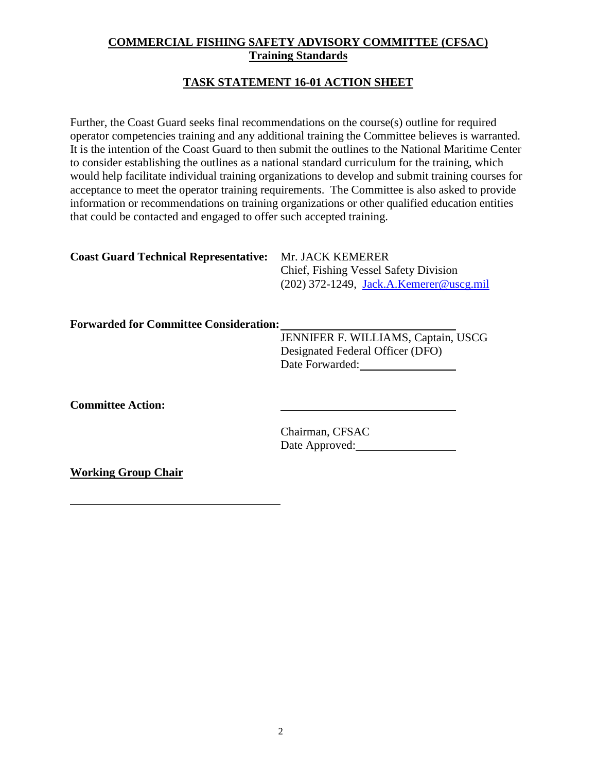**COMMERCIAL FISHING SAFETY ADVISORY COMMITTEE (CFSAC)**
**Training Standards**

**TASK STATEMENT 16-01 ACTION SHEET**

Further, the Coast Guard seeks final recommendations on the course(s) outline for required operator competencies training and any additional training the Committee believes is warranted. It is the intention of the Coast Guard to then submit the outlines to the National Maritime Center to consider establishing the outlines as a national standard curriculum for the training, which would help facilitate individual training organizations to develop and submit training courses for acceptance to meet the operator training requirements. The Committee is also asked to provide information or recommendations on training organizations or other qualified education entities that could be contacted and engaged to offer such accepted training.

**Coast Guard Technical Representative:** Mr. JACK KEMERER
Chief, Fishing Vessel Safety Division
(202) 372-1249, Jack.A.Kemerer@uscg.mil

**Forwarded for Committee Consideration:** ______________________________
JENNIFER F. WILLIAMS, Captain, USCG
Designated Federal Officer (DFO)
Date Forwarded: ________________

**Committee Action:** ______________________________

Chairman, CFSAC
Date Approved: ________________

**Working Group Chair**

______________________________